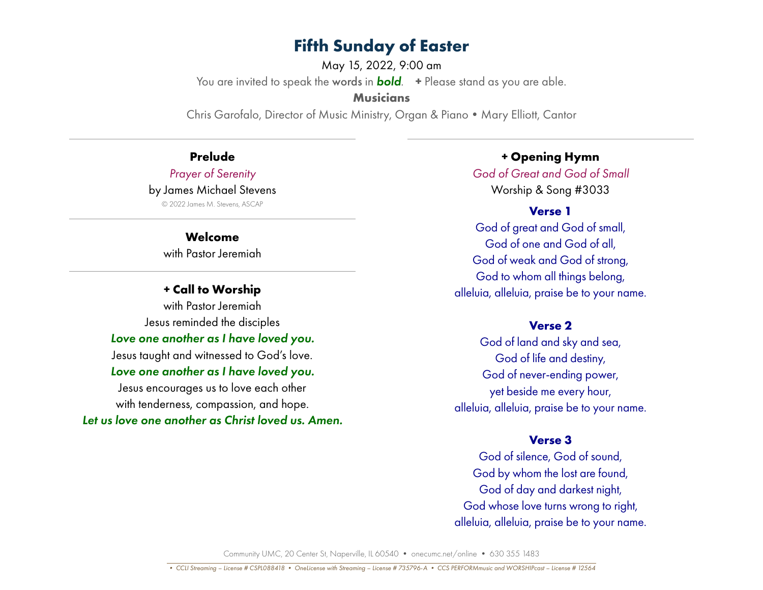# Fifth Sunday of Easter

May 15, 2022, 9:00 am

You are invited to speak the words in ***bold***. **+** Please stand as you are able.

**Musicians**

Chris Garofalo, Director of Music Ministry, Organ & Piano • Mary Elliott, Cantor

---

### Prelude

*Prayer of Serenity*

by James Michael Stevens

© 2022 James M. Stevens, ASCAP

---

### Welcome

with Pastor Jeremiah

---

### + Call to Worship

with Pastor Jeremiah

Jesus reminded the disciples

***Love one another as I have loved you.***

Jesus taught and witnessed to God's love.

***Love one another as I have loved you.***

Jesus encourages us to love each other
with tenderness, compassion, and hope.

***Let us love one another as Christ loved us. Amen.***

---

### + Opening Hymn

*God of Great and God of Small*

Worship & Song #3033

**Verse 1**

God of great and God of small,
God of one and God of all,
God of weak and God of strong,
God to whom all things belong,
alleluia, alleluia, praise be to your name.

**Verse 2**

God of land and sky and sea,
God of life and destiny,
God of never-ending power,
yet beside me every hour,
alleluia, alleluia, praise be to your name.

**Verse 3**

God of silence, God of sound,
God by whom the lost are found,
God of day and darkest night,
God whose love turns wrong to right,
alleluia, alleluia, praise be to your name.

Community UMC, 20 Center St, Naperville, IL 60540 • onecumc.net/online • 630 355 1483

*• CCLI Streaming – License # CSPL088418 • OneLicense with Streaming – License # 735796-A • CCS PERFORMmusic and WORSHIPcast – License # 12564*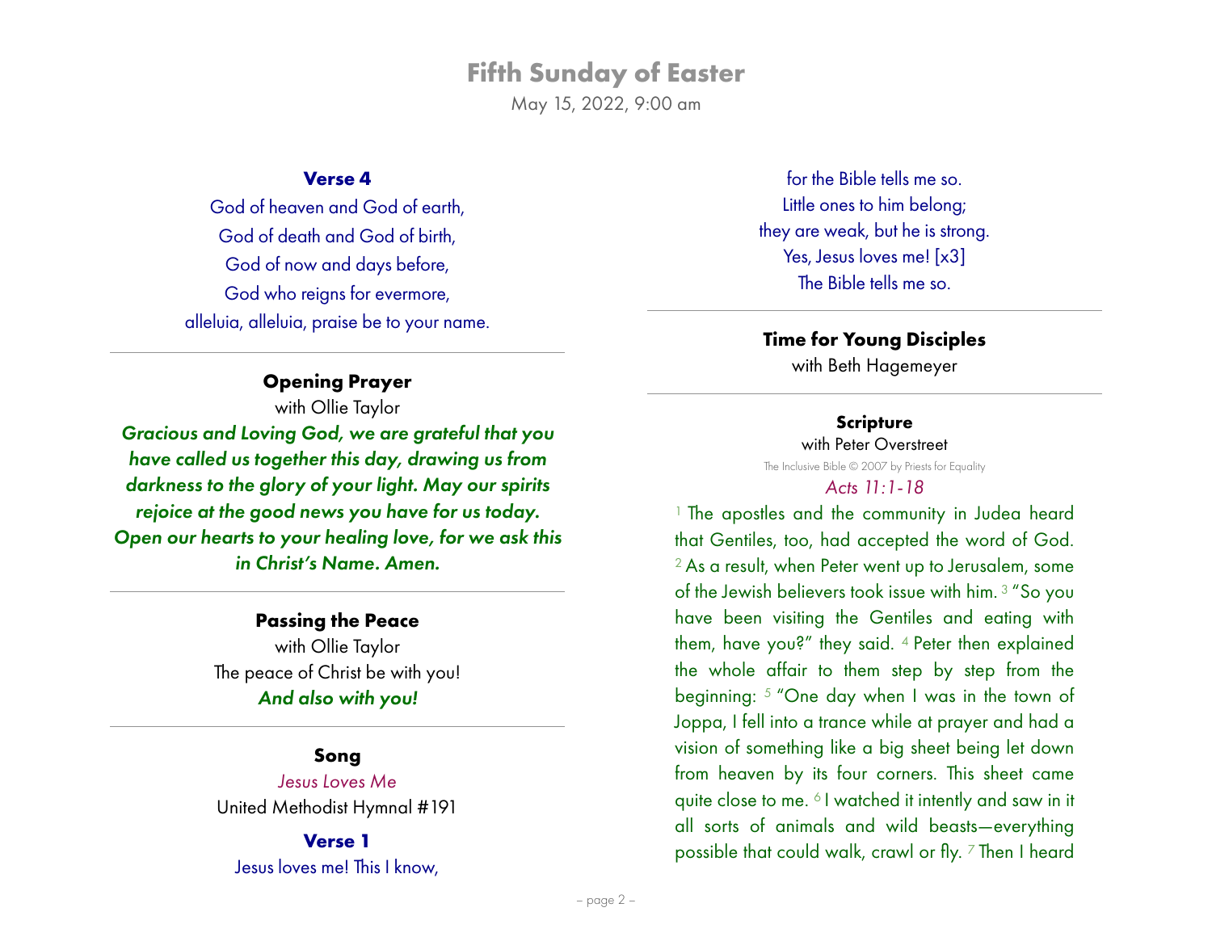**Verse 4**

God of heaven and God of earth,
God of death and God of birth,
God of now and days before,
God who reigns for evermore,
alleluia, alleluia, praise be to your name.

---

## Opening Prayer

with Ollie Taylor

***Gracious and Loving God, we are grateful that you have called us together this day, drawing us from darkness to the glory of your light. May our spirits rejoice at the good news you have for us today. Open our hearts to your healing love, for we ask this in Christ's Name. Amen.***

---

## Passing the Peace

with Ollie Taylor

The peace of Christ be with you!
***And also with you!***

---

## Song

*Jesus Loves Me*
United Methodist Hymnal #191

**Verse 1**

Jesus loves me! This I know,
for the Bible tells me so.
Little ones to him belong;
they are weak, but he is strong.
Yes, Jesus loves me! [x3]
The Bible tells me so.

---

## Time for Young Disciples

with Beth Hagemeyer

---

## Scripture

with Peter Overstreet

The Inclusive Bible © 2007 by Priests for Equality

*Acts 11:1-18*

[1] The apostles and the community in Judea heard that Gentiles, too, had accepted the word of God. [2] As a result, when Peter went up to Jerusalem, some of the Jewish believers took issue with him. [3] "So you have been visiting the Gentiles and eating with them, have you?" they said. [4] Peter then explained the whole affair to them step by step from the beginning: [5] "One day when I was in the town of Joppa, I fell into a trance while at prayer and had a vision of something like a big sheet being let down from heaven by its four corners. This sheet came quite close to me. [6] I watched it intently and saw in it all sorts of animals and wild beasts—everything possible that could walk, crawl or fly. [7] Then I heard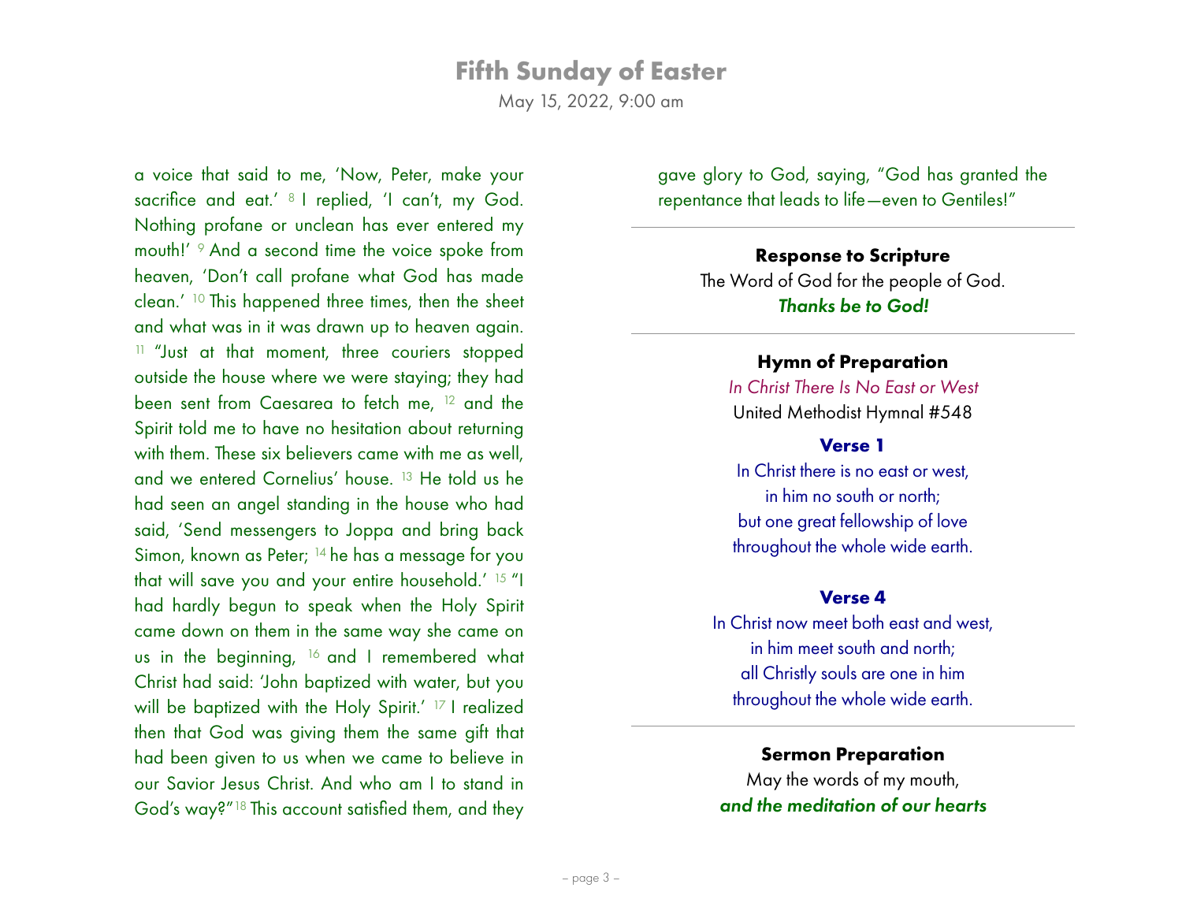a voice that said to me, 'Now, Peter, make your sacrifice and eat.' [8] I replied, 'I can't, my God. Nothing profane or unclean has ever entered my mouth!' [9] And a second time the voice spoke from heaven, 'Don't call profane what God has made clean.' [10] This happened three times, then the sheet and what was in it was drawn up to heaven again. [11] "Just at that moment, three couriers stopped outside the house where we were staying; they had been sent from Caesarea to fetch me, [12] and the Spirit told me to have no hesitation about returning with them. These six believers came with me as well, and we entered Cornelius' house. [13] He told us he had seen an angel standing in the house who had said, 'Send messengers to Joppa and bring back Simon, known as Peter; [14] he has a message for you that will save you and your entire household.' [15] "I had hardly begun to speak when the Holy Spirit came down on them in the same way she came on us in the beginning, [16] and I remembered what Christ had said: 'John baptized with water, but you will be baptized with the Holy Spirit.' [17] I realized then that God was giving them the same gift that had been given to us when we came to believe in our Savior Jesus Christ. And who am I to stand in God's way?" [18] This account satisfied them, and they gave glory to God, saying, "God has granted the repentance that leads to life—even to Gentiles!"

---

**Response to Scripture**

The Word of God for the people of God.
***Thanks be to God!***

---

**Hymn of Preparation**

*In Christ There Is No East or West*
United Methodist Hymnal #548

**Verse 1**

In Christ there is no east or west,
in him no south or north;
but one great fellowship of love
throughout the whole wide earth.

**Verse 4**

In Christ now meet both east and west,
in him meet south and north;
all Christly souls are one in him
throughout the whole wide earth.

---

**Sermon Preparation**

May the words of my mouth,
***and the meditation of our hearts***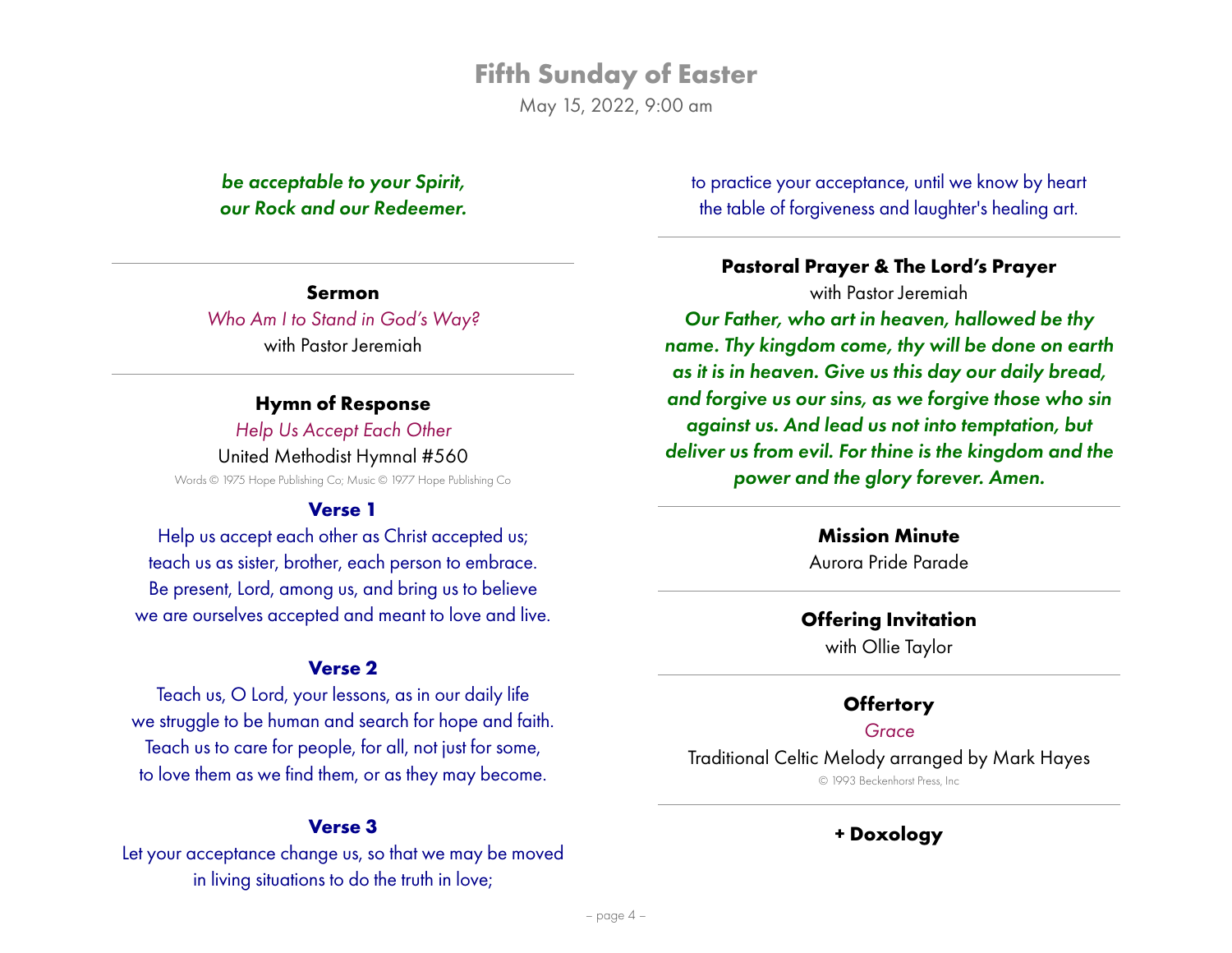***be acceptable to your Spirit,***
***our Rock and our Redeemer.***

---

**Sermon**

*Who Am I to Stand in God's Way?*
with Pastor Jeremiah

---

**Hymn of Response**

*Help Us Accept Each Other*
United Methodist Hymnal #560
Words © 1975 Hope Publishing Co; Music © 1977 Hope Publishing Co

**Verse 1**

Help us accept each other as Christ accepted us;
teach us as sister, brother, each person to embrace.
Be present, Lord, among us, and bring us to believe
we are ourselves accepted and meant to love and live.

**Verse 2**

Teach us, O Lord, your lessons, as in our daily life
we struggle to be human and search for hope and faith.
Teach us to care for people, for all, not just for some,
to love them as we find them, or as they may become.

**Verse 3**

Let your acceptance change us, so that we may be moved
in living situations to do the truth in love;
to practice your acceptance, until we know by heart
the table of forgiveness and laughter's healing art.

---

**Pastoral Prayer & The Lord's Prayer**

with Pastor Jeremiah

***Our Father, who art in heaven, hallowed be thy name. Thy kingdom come, thy will be done on earth as it is in heaven. Give us this day our daily bread, and forgive us our sins, as we forgive those who sin against us. And lead us not into temptation, but deliver us from evil. For thine is the kingdom and the power and the glory forever. Amen.***

---

**Mission Minute**

Aurora Pride Parade

---

**Offering Invitation**

with Ollie Taylor

---

**Offertory**

*Grace*
Traditional Celtic Melody arranged by Mark Hayes
© 1993 Beckenhorst Press, Inc

---

**+ Doxology**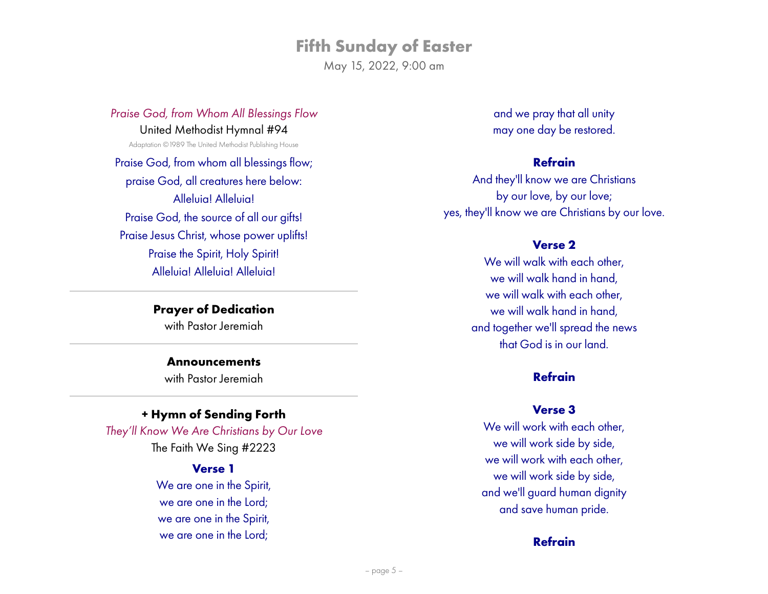# Fifth Sunday of Easter

May 15, 2022, 9:00 am

*Praise God, from Whom All Blessings Flow*

United Methodist Hymnal #94

Adaptation © 1989 The United Methodist Publishing House

Praise God, from whom all blessings flow;
praise God, all creatures here below:
Alleluia! Alleluia!
Praise God, the source of all our gifts!
Praise Jesus Christ, whose power uplifts!
Praise the Spirit, Holy Spirit!
Alleluia! Alleluia! Alleluia!

---

**Prayer of Dedication**

with Pastor Jeremiah

---

**Announcements**

with Pastor Jeremiah

---

**+ Hymn of Sending Forth**

*They'll Know We Are Christians by Our Love*

The Faith We Sing #2223

**Verse 1**

We are one in the Spirit,
we are one in the Lord;
we are one in the Spirit,
we are one in the Lord;
and we pray that all unity
may one day be restored.

**Refrain**

And they'll know we are Christians
by our love, by our love;
yes, they'll know we are Christians by our love.

**Verse 2**

We will walk with each other,
we will walk hand in hand,
we will walk with each other,
we will walk hand in hand,
and together we'll spread the news
that God is in our land.

**Refrain**

**Verse 3**

We will work with each other,
we will work side by side,
we will work with each other,
we will work side by side,
and we'll guard human dignity
and save human pride.

**Refrain**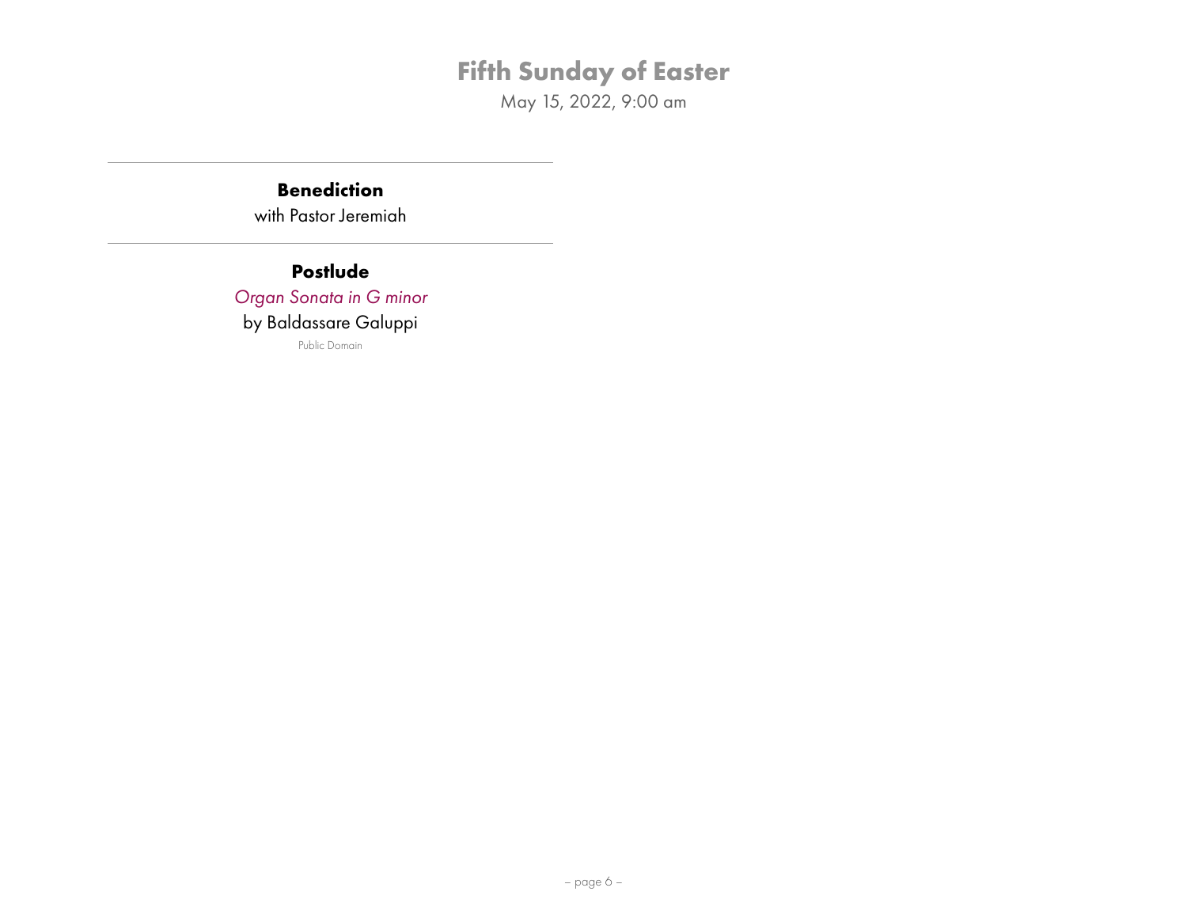# Fifth Sunday of Easter

May 15, 2022, 9:00 am

---

## Benediction

with Pastor Jeremiah

---

## Postlude

*Organ Sonata in G minor*

by Baldassare Galuppi

Public Domain